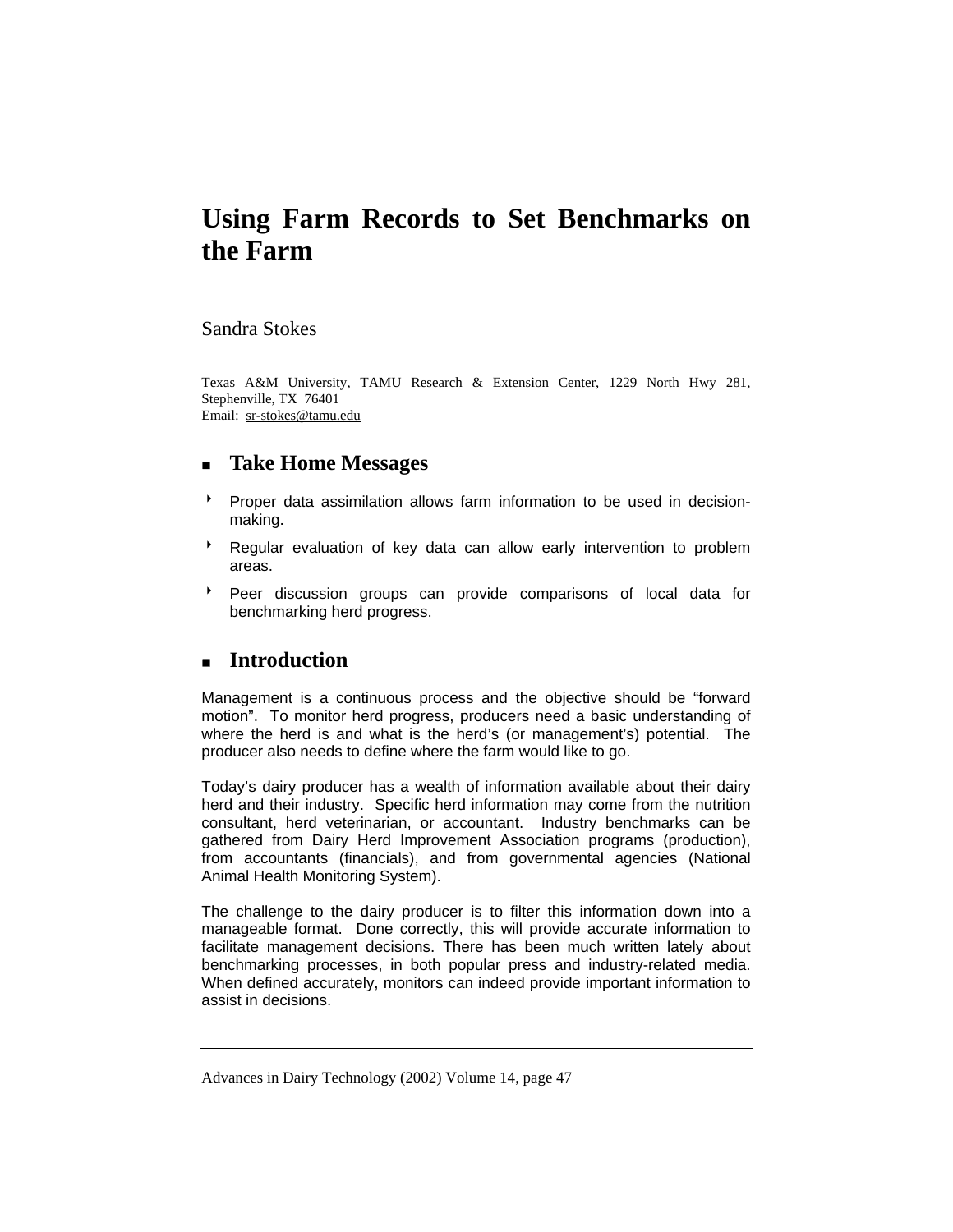# Using Farm Records to Set Benchmarks on the Farm

Sandra Stokes

Texas A&M University, TAMU Research & Extension Center, 1229 North Hwy 281, Stephenville, TX 76401
Email: sr-stokes@tamu.edu

## Take Home Messages

- Proper data assimilation allows farm information to be used in decision-making.
- Regular evaluation of key data can allow early intervention to problem areas.
- Peer discussion groups can provide comparisons of local data for benchmarking herd progress.

## Introduction

Management is a continuous process and the objective should be "forward motion". To monitor herd progress, producers need a basic understanding of where the herd is and what is the herd's (or management's) potential. The producer also needs to define where the farm would like to go.

Today's dairy producer has a wealth of information available about their dairy herd and their industry. Specific herd information may come from the nutrition consultant, herd veterinarian, or accountant. Industry benchmarks can be gathered from Dairy Herd Improvement Association programs (production), from accountants (financials), and from governmental agencies (National Animal Health Monitoring System).

The challenge to the dairy producer is to filter this information down into a manageable format. Done correctly, this will provide accurate information to facilitate management decisions. There has been much written lately about benchmarking processes, in both popular press and industry-related media. When defined accurately, monitors can indeed provide important information to assist in decisions.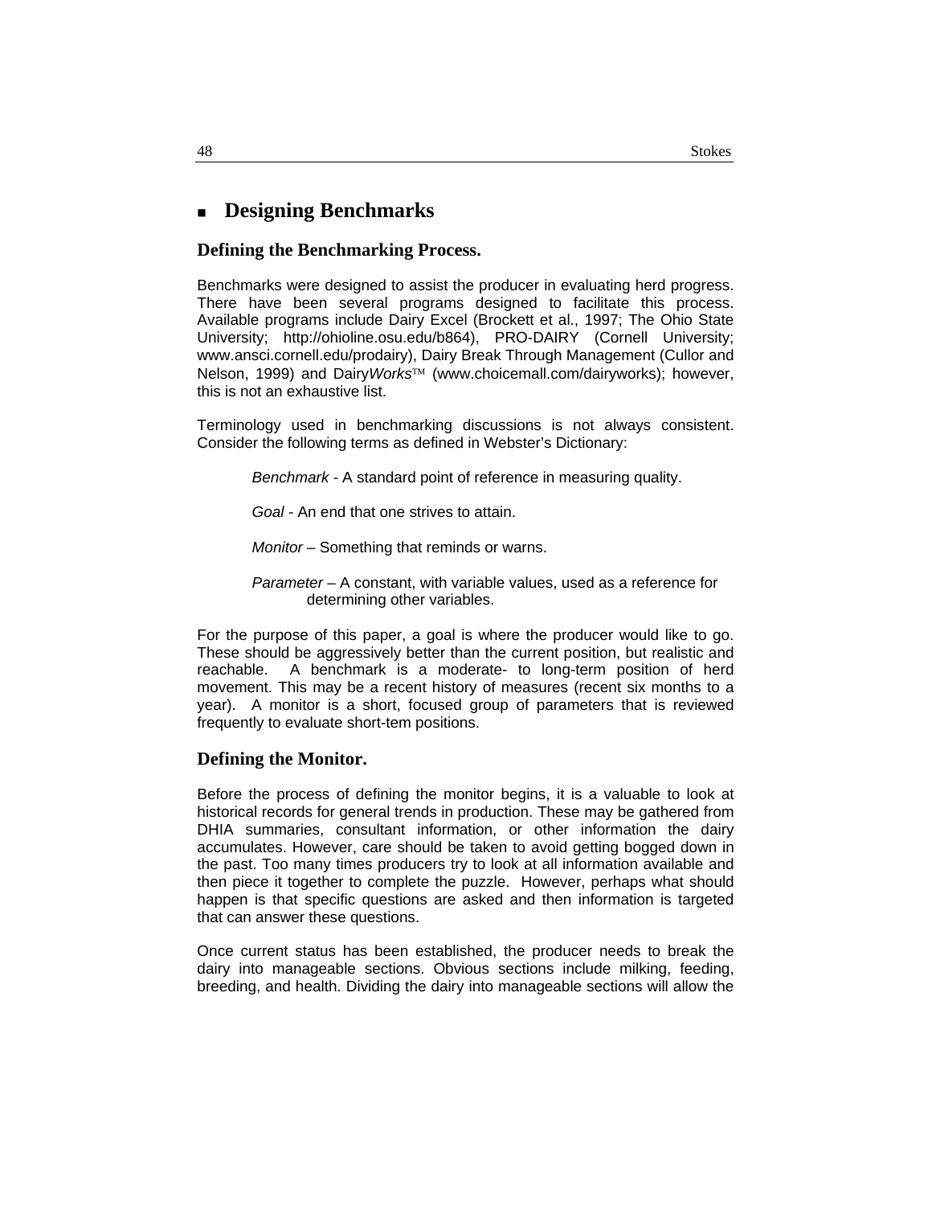## Designing Benchmarks

### Defining the Benchmarking Process.

Benchmarks were designed to assist the producer in evaluating herd progress. There have been several programs designed to facilitate this process. Available programs include Dairy Excel (Brockett et al., 1997; The Ohio State University; http://ohioline.osu.edu/b864), PRO-DAIRY (Cornell University; www.ansci.cornell.edu/prodairy), Dairy Break Through Management (Cullor and Nelson, 1999) and Dairy*Works*™ (www.choicemall.com/dairyworks); however, this is not an exhaustive list.

Terminology used in benchmarking discussions is not always consistent. Consider the following terms as defined in Webster's Dictionary:

> *Benchmark* - A standard point of reference in measuring quality.
>
> *Goal* - An end that one strives to attain.
>
> *Monitor* – Something that reminds or warns.
>
> *Parameter* – A constant, with variable values, used as a reference for determining other variables.

For the purpose of this paper, a goal is where the producer would like to go. These should be aggressively better than the current position, but realistic and reachable. A benchmark is a moderate- to long-term position of herd movement. This may be a recent history of measures (recent six months to a year). A monitor is a short, focused group of parameters that is reviewed frequently to evaluate short-tem positions.

### Defining the Monitor.

Before the process of defining the monitor begins, it is a valuable to look at historical records for general trends in production. These may be gathered from DHIA summaries, consultant information, or other information the dairy accumulates. However, care should be taken to avoid getting bogged down in the past. Too many times producers try to look at all information available and then piece it together to complete the puzzle. However, perhaps what should happen is that specific questions are asked and then information is targeted that can answer these questions.

Once current status has been established, the producer needs to break the dairy into manageable sections. Obvious sections include milking, feeding, breeding, and health. Dividing the dairy into manageable sections will allow the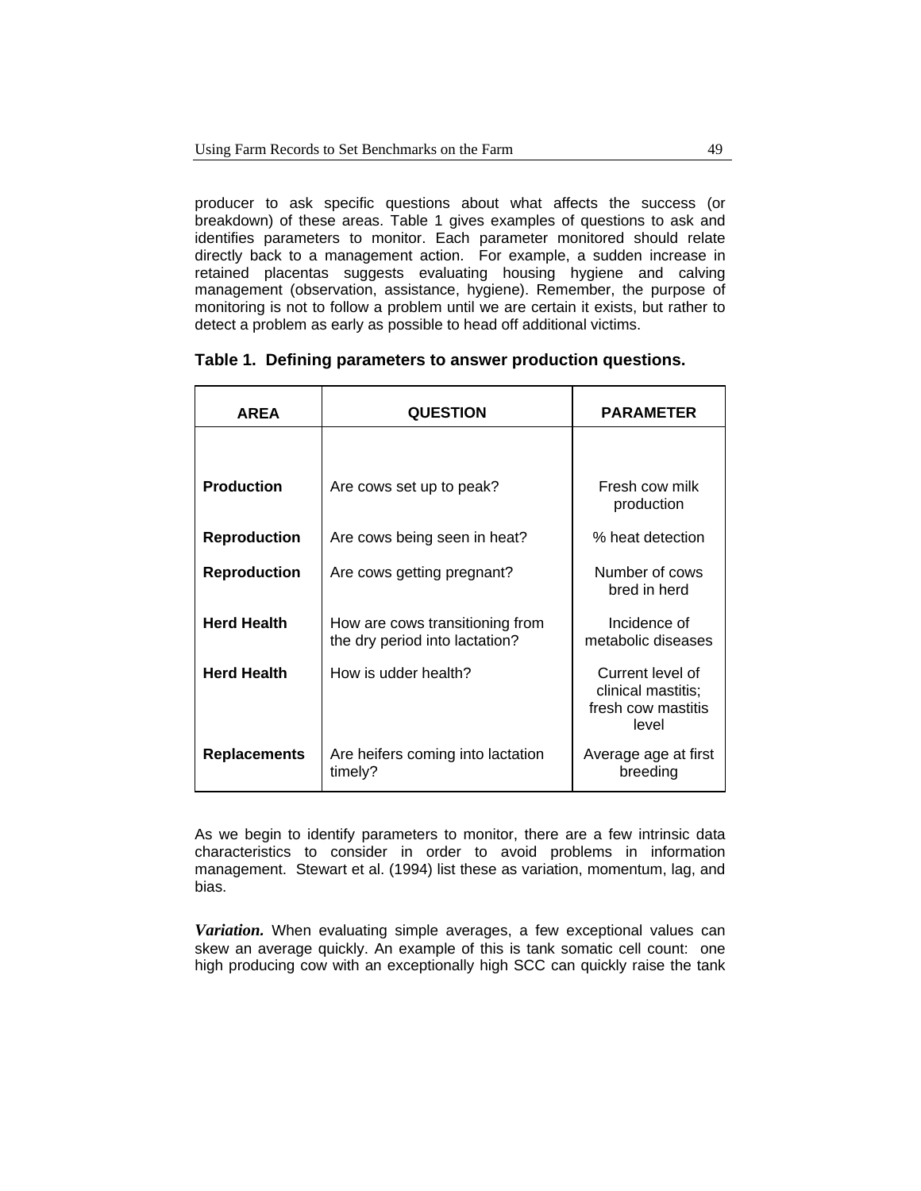producer to ask specific questions about what affects the success (or breakdown) of these areas. Table 1 gives examples of questions to ask and identifies parameters to monitor. Each parameter monitored should relate directly back to a management action. For example, a sudden increase in retained placentas suggests evaluating housing hygiene and calving management (observation, assistance, hygiene). Remember, the purpose of monitoring is not to follow a problem until we are certain it exists, but rather to detect a problem as early as possible to head off additional victims.

**Table 1. Defining parameters to answer production questions.**

| AREA | QUESTION | PARAMETER |
|---|---|---|
| **Production** | Are cows set up to peak? | Fresh cow milk production |
| **Reproduction** | Are cows being seen in heat? | % heat detection |
| **Reproduction** | Are cows getting pregnant? | Number of cows bred in herd |
| **Herd Health** | How are cows transitioning from the dry period into lactation? | Incidence of metabolic diseases |
| **Herd Health** | How is udder health? | Current level of clinical mastitis; fresh cow mastitis level |
| **Replacements** | Are heifers coming into lactation timely? | Average age at first breeding |

As we begin to identify parameters to monitor, there are a few intrinsic data characteristics to consider in order to avoid problems in information management. Stewart et al. (1994) list these as variation, momentum, lag, and bias.

***Variation.*** When evaluating simple averages, a few exceptional values can skew an average quickly. An example of this is tank somatic cell count: one high producing cow with an exceptionally high SCC can quickly raise the tank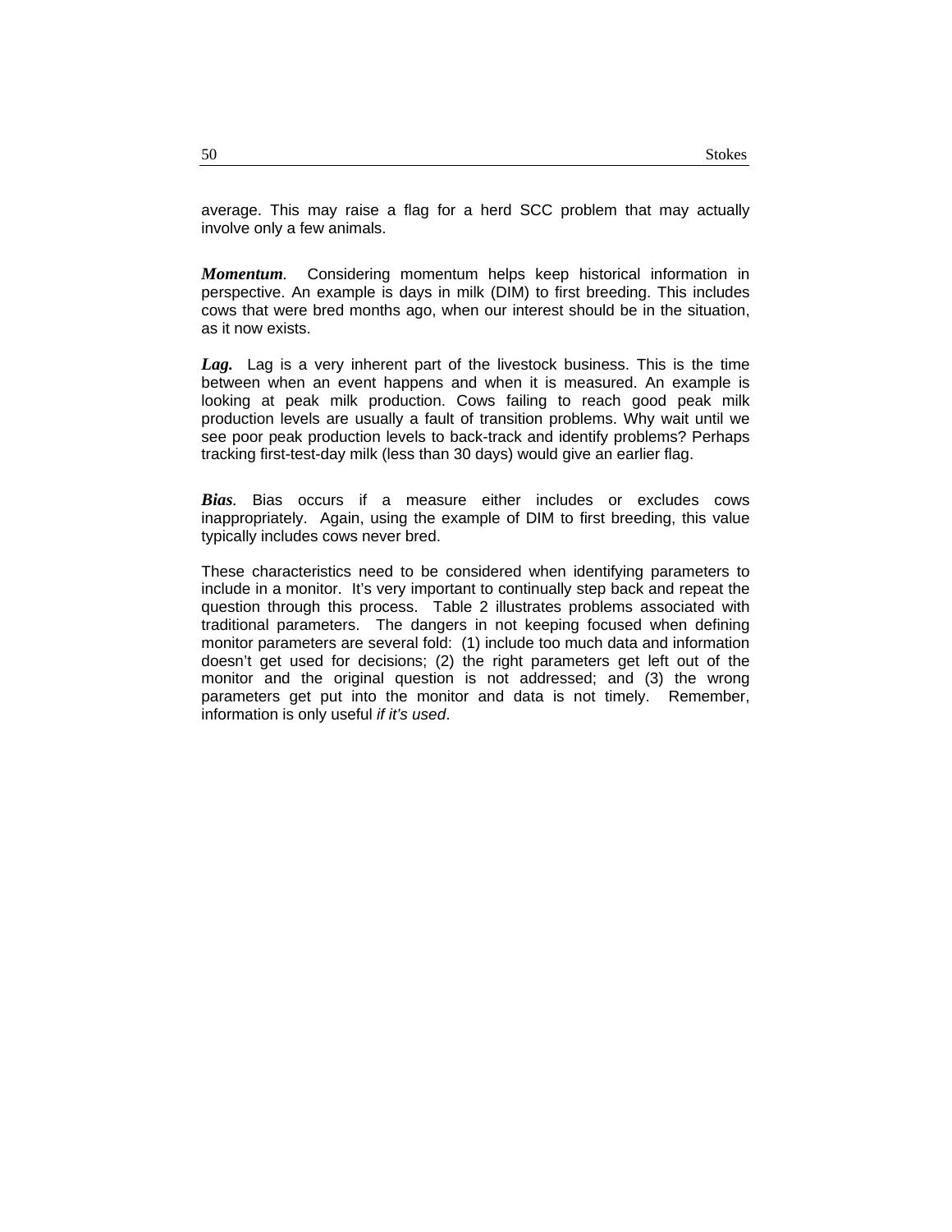average. This may raise a flag for a herd SCC problem that may actually involve only a few animals.

***Momentum***. Considering momentum helps keep historical information in perspective. An example is days in milk (DIM) to first breeding. This includes cows that were bred months ago, when our interest should be in the situation, as it now exists.

***Lag.*** Lag is a very inherent part of the livestock business. This is the time between when an event happens and when it is measured. An example is looking at peak milk production. Cows failing to reach good peak milk production levels are usually a fault of transition problems. Why wait until we see poor peak production levels to back-track and identify problems? Perhaps tracking first-test-day milk (less than 30 days) would give an earlier flag.

***Bias***. Bias occurs if a measure either includes or excludes cows inappropriately. Again, using the example of DIM to first breeding, this value typically includes cows never bred.

These characteristics need to be considered when identifying parameters to include in a monitor. It's very important to continually step back and repeat the question through this process. Table 2 illustrates problems associated with traditional parameters. The dangers in not keeping focused when defining monitor parameters are several fold: (1) include too much data and information doesn't get used for decisions; (2) the right parameters get left out of the monitor and the original question is not addressed; and (3) the wrong parameters get put into the monitor and data is not timely. Remember, information is only useful *if it's used*.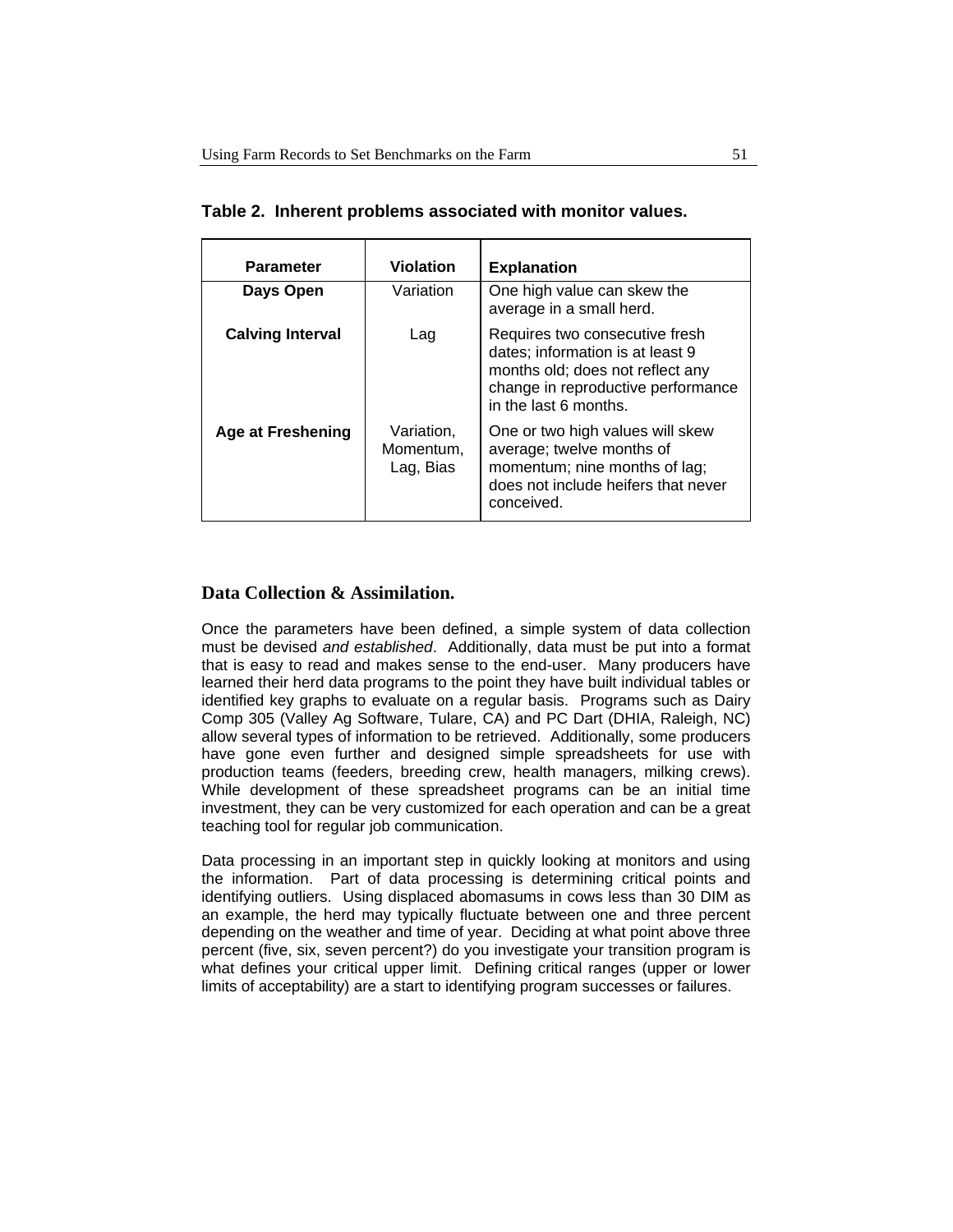**Table 2. Inherent problems associated with monitor values.**

| Parameter | Violation | Explanation |
| --- | --- | --- |
| **Days Open** | Variation | One high value can skew the average in a small herd. |
| **Calving Interval** | Lag | Requires two consecutive fresh dates; information is at least 9 months old; does not reflect any change in reproductive performance in the last 6 months. |
| **Age at Freshening** | Variation, Momentum, Lag, Bias | One or two high values will skew average; twelve months of momentum; nine months of lag; does not include heifers that never conceived. |

## Data Collection & Assimilation.

Once the parameters have been defined, a simple system of data collection must be devised *and established*. Additionally, data must be put into a format that is easy to read and makes sense to the end-user. Many producers have learned their herd data programs to the point they have built individual tables or identified key graphs to evaluate on a regular basis. Programs such as Dairy Comp 305 (Valley Ag Software, Tulare, CA) and PC Dart (DHIA, Raleigh, NC) allow several types of information to be retrieved. Additionally, some producers have gone even further and designed simple spreadsheets for use with production teams (feeders, breeding crew, health managers, milking crews). While development of these spreadsheet programs can be an initial time investment, they can be very customized for each operation and can be a great teaching tool for regular job communication.

Data processing in an important step in quickly looking at monitors and using the information. Part of data processing is determining critical points and identifying outliers. Using displaced abomasums in cows less than 30 DIM as an example, the herd may typically fluctuate between one and three percent depending on the weather and time of year. Deciding at what point above three percent (five, six, seven percent?) do you investigate your transition program is what defines your critical upper limit. Defining critical ranges (upper or lower limits of acceptability) are a start to identifying program successes or failures.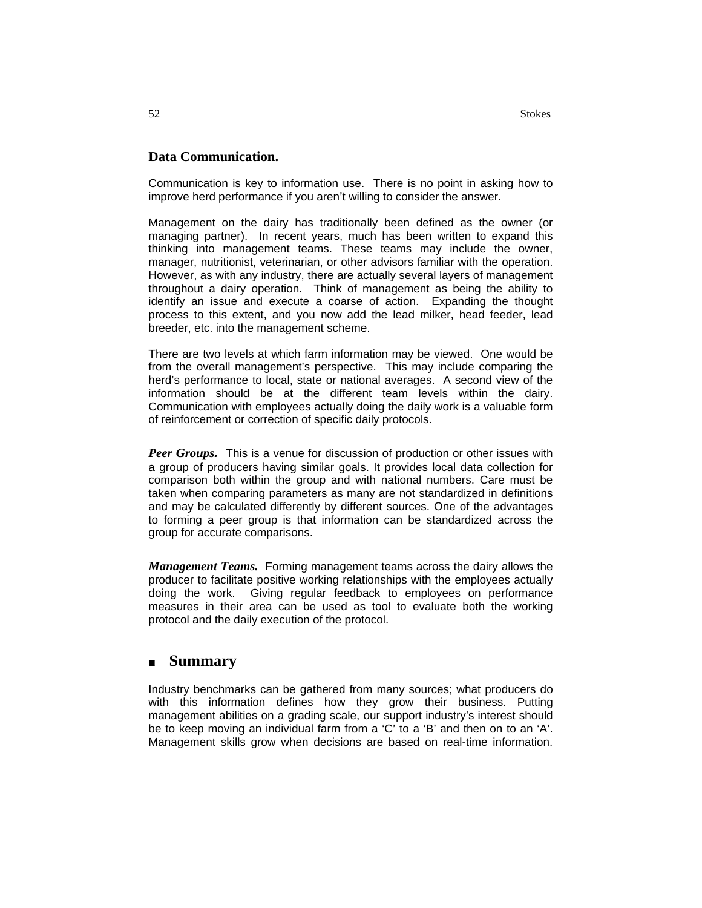## Data Communication.

Communication is key to information use. There is no point in asking how to improve herd performance if you aren't willing to consider the answer.

Management on the dairy has traditionally been defined as the owner (or managing partner). In recent years, much has been written to expand this thinking into management teams. These teams may include the owner, manager, nutritionist, veterinarian, or other advisors familiar with the operation. However, as with any industry, there are actually several layers of management throughout a dairy operation. Think of management as being the ability to identify an issue and execute a coarse of action. Expanding the thought process to this extent, and you now add the lead milker, head feeder, lead breeder, etc. into the management scheme.

There are two levels at which farm information may be viewed. One would be from the overall management's perspective. This may include comparing the herd's performance to local, state or national averages. A second view of the information should be at the different team levels within the dairy. Communication with employees actually doing the daily work is a valuable form of reinforcement or correction of specific daily protocols.

***Peer Groups.*** This is a venue for discussion of production or other issues with a group of producers having similar goals. It provides local data collection for comparison both within the group and with national numbers. Care must be taken when comparing parameters as many are not standardized in definitions and may be calculated differently by different sources. One of the advantages to forming a peer group is that information can be standardized across the group for accurate comparisons.

***Management Teams.*** Forming management teams across the dairy allows the producer to facilitate positive working relationships with the employees actually doing the work. Giving regular feedback to employees on performance measures in their area can be used as tool to evaluate both the working protocol and the daily execution of the protocol.

## Summary

Industry benchmarks can be gathered from many sources; what producers do with this information defines how they grow their business. Putting management abilities on a grading scale, our support industry's interest should be to keep moving an individual farm from a 'C' to a 'B' and then on to an 'A'. Management skills grow when decisions are based on real-time information.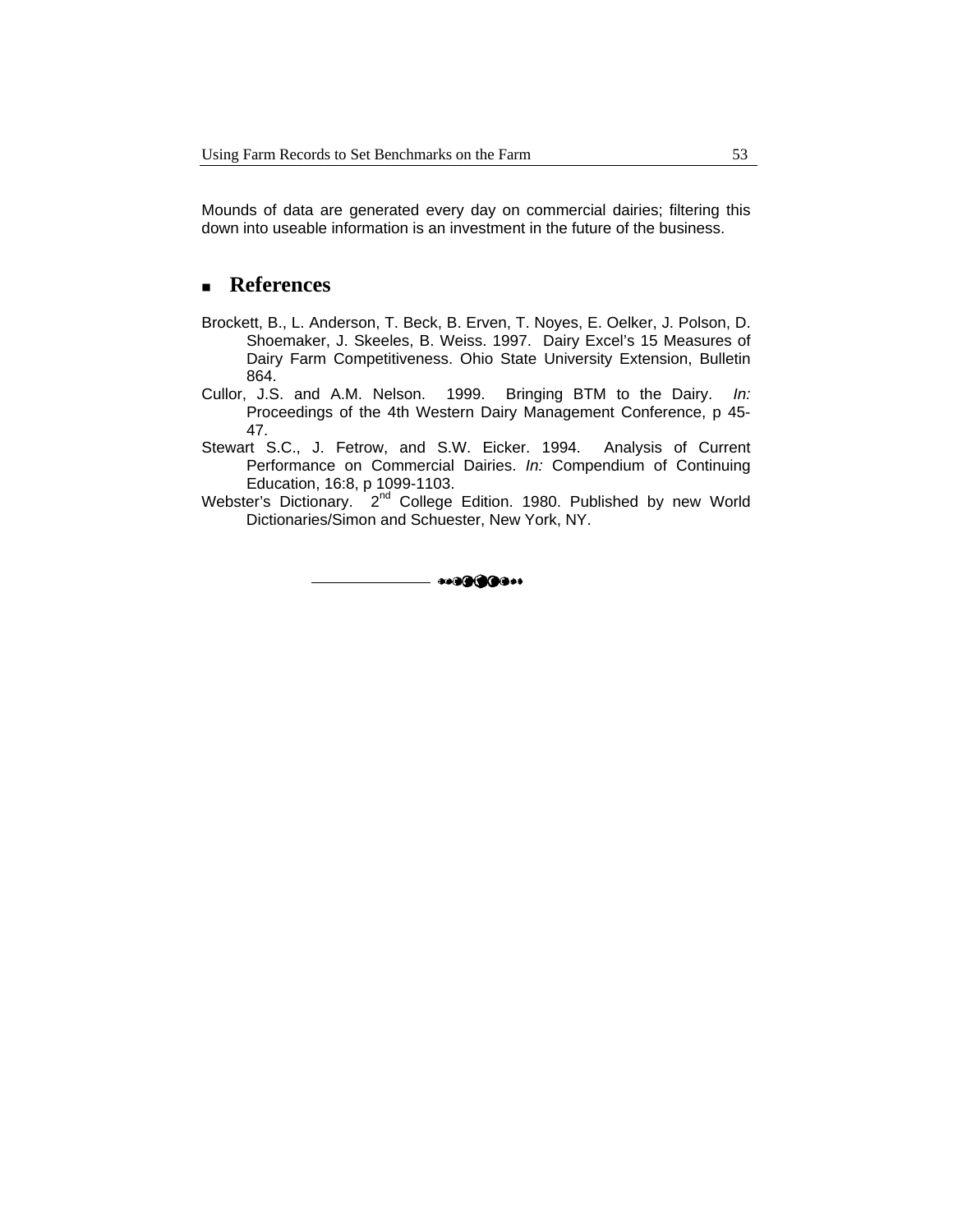Mounds of data are generated every day on commercial dairies; filtering this down into useable information is an investment in the future of the business.

## References

Brockett, B., L. Anderson, T. Beck, B. Erven, T. Noyes, E. Oelker, J. Polson, D. Shoemaker, J. Skeeles, B. Weiss. 1997. Dairy Excel's 15 Measures of Dairy Farm Competitiveness. Ohio State University Extension, Bulletin 864.

Cullor, J.S. and A.M. Nelson. 1999. Bringing BTM to the Dairy. *In:* Proceedings of the 4th Western Dairy Management Conference, p 45-47.

Stewart S.C., J. Fetrow, and S.W. Eicker. 1994. Analysis of Current Performance on Commercial Dairies. *In:* Compendium of Continuing Education, 16:8, p 1099-1103.

Webster's Dictionary. 2nd College Edition. 1980. Published by new World Dictionaries/Simon and Schuester, New York, NY.